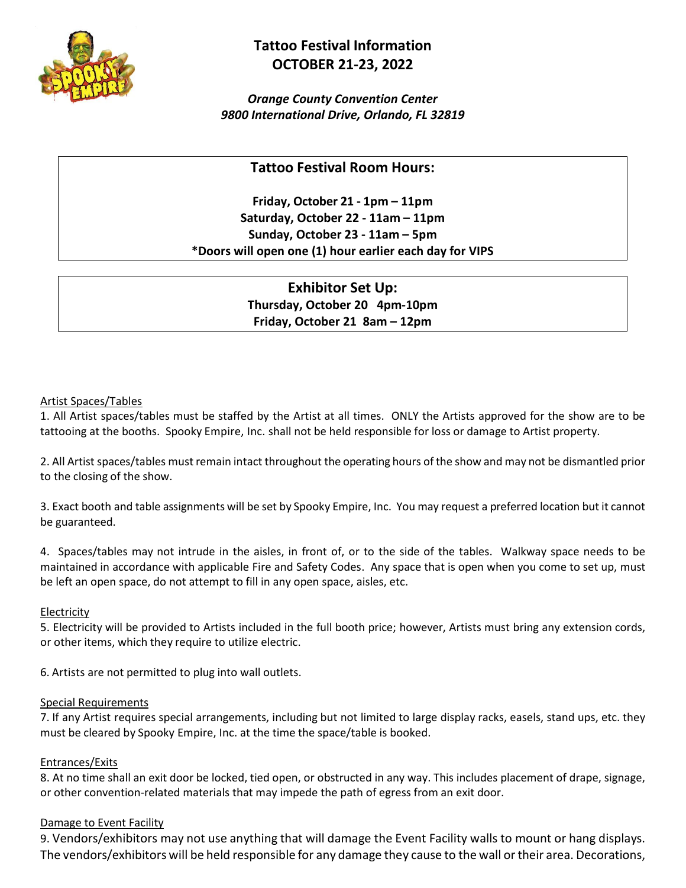# Tattoo Festival Information
## OCTOBER 21-23, 2022

*Orange County Convention Center*
*9800 International Drive, Orlando, FL 32819*

## Tattoo Festival Room Hours:

**Friday, October 21 - 1pm – 11pm**
**Saturday, October 22 - 11am – 11pm**
**Sunday, October 23 - 11am – 5pm**
**\*Doors will open one (1) hour earlier each day for VIPS**

## Exhibitor Set Up:

**Thursday, October 20 4pm-10pm**
**Friday, October 21 8am – 12pm**

### Artist Spaces/Tables

1. All Artist spaces/tables must be staffed by the Artist at all times. ONLY the Artists approved for the show are to be tattooing at the booths. Spooky Empire, Inc. shall not be held responsible for loss or damage to Artist property.

2. All Artist spaces/tables must remain intact throughout the operating hours of the show and may not be dismantled prior to the closing of the show.

3. Exact booth and table assignments will be set by Spooky Empire, Inc. You may request a preferred location but it cannot be guaranteed.

4. Spaces/tables may not intrude in the aisles, in front of, or to the side of the tables. Walkway space needs to be maintained in accordance with applicable Fire and Safety Codes. Any space that is open when you come to set up, must be left an open space, do not attempt to fill in any open space, aisles, etc.

### Electricity

5. Electricity will be provided to Artists included in the full booth price; however, Artists must bring any extension cords, or other items, which they require to utilize electric.

6. Artists are not permitted to plug into wall outlets.

### Special Requirements

7. If any Artist requires special arrangements, including but not limited to large display racks, easels, stand ups, etc. they must be cleared by Spooky Empire, Inc. at the time the space/table is booked.

### Entrances/Exits

8. At no time shall an exit door be locked, tied open, or obstructed in any way. This includes placement of drape, signage, or other convention-related materials that may impede the path of egress from an exit door.

### Damage to Event Facility

9. Vendors/exhibitors may not use anything that will damage the Event Facility walls to mount or hang displays. The vendors/exhibitors will be held responsible for any damage they cause to the wall or their area. Decorations,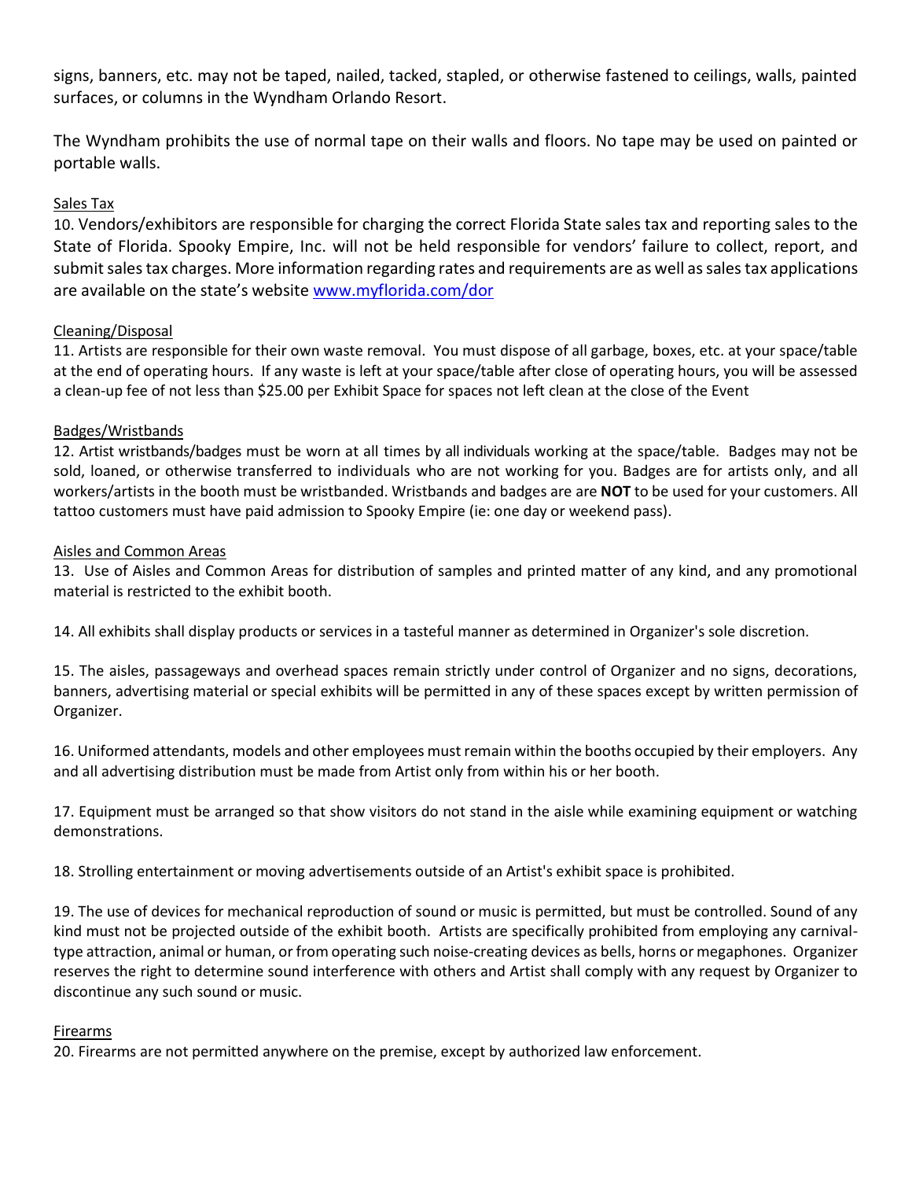signs, banners, etc. may not be taped, nailed, tacked, stapled, or otherwise fastened to ceilings, walls, painted surfaces, or columns in the Wyndham Orlando Resort.

The Wyndham prohibits the use of normal tape on their walls and floors. No tape may be used on painted or portable walls.

Sales Tax

10. Vendors/exhibitors are responsible for charging the correct Florida State sales tax and reporting sales to the State of Florida. Spooky Empire, Inc. will not be held responsible for vendors' failure to collect, report, and submit sales tax charges. More information regarding rates and requirements are as well as sales tax applications are available on the state's website www.myflorida.com/dor

Cleaning/Disposal

11. Artists are responsible for their own waste removal. You must dispose of all garbage, boxes, etc. at your space/table at the end of operating hours. If any waste is left at your space/table after close of operating hours, you will be assessed a clean-up fee of not less than $25.00 per Exhibit Space for spaces not left clean at the close of the Event

Badges/Wristbands

12. Artist wristbands/badges must be worn at all times by all individuals working at the space/table. Badges may not be sold, loaned, or otherwise transferred to individuals who are not working for you. Badges are for artists only, and all workers/artists in the booth must be wristbanded. Wristbands and badges are are **NOT** to be used for your customers. All tattoo customers must have paid admission to Spooky Empire (ie: one day or weekend pass).

Aisles and Common Areas

13. Use of Aisles and Common Areas for distribution of samples and printed matter of any kind, and any promotional material is restricted to the exhibit booth.

14. All exhibits shall display products or services in a tasteful manner as determined in Organizer's sole discretion.

15. The aisles, passageways and overhead spaces remain strictly under control of Organizer and no signs, decorations, banners, advertising material or special exhibits will be permitted in any of these spaces except by written permission of Organizer.

16. Uniformed attendants, models and other employees must remain within the booths occupied by their employers. Any and all advertising distribution must be made from Artist only from within his or her booth.

17. Equipment must be arranged so that show visitors do not stand in the aisle while examining equipment or watching demonstrations.

18. Strolling entertainment or moving advertisements outside of an Artist's exhibit space is prohibited.

19. The use of devices for mechanical reproduction of sound or music is permitted, but must be controlled. Sound of any kind must not be projected outside of the exhibit booth. Artists are specifically prohibited from employing any carnival-type attraction, animal or human, or from operating such noise-creating devices as bells, horns or megaphones. Organizer reserves the right to determine sound interference with others and Artist shall comply with any request by Organizer to discontinue any such sound or music.

Firearms

20. Firearms are not permitted anywhere on the premise, except by authorized law enforcement.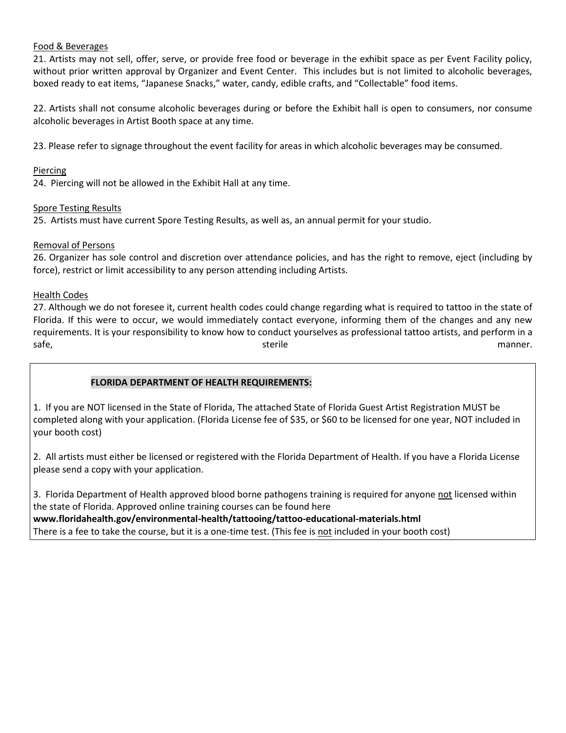Food & Beverages

21. Artists may not sell, offer, serve, or provide free food or beverage in the exhibit space as per Event Facility policy, without prior written approval by Organizer and Event Center. This includes but is not limited to alcoholic beverages, boxed ready to eat items, "Japanese Snacks," water, candy, edible crafts, and "Collectable" food items.

22. Artists shall not consume alcoholic beverages during or before the Exhibit hall is open to consumers, nor consume alcoholic beverages in Artist Booth space at any time.

23. Please refer to signage throughout the event facility for areas in which alcoholic beverages may be consumed.

Piercing

24. Piercing will not be allowed in the Exhibit Hall at any time.

Spore Testing Results

25. Artists must have current Spore Testing Results, as well as, an annual permit for your studio.

Removal of Persons

26. Organizer has sole control and discretion over attendance policies, and has the right to remove, eject (including by force), restrict or limit accessibility to any person attending including Artists.

Health Codes

27. Although we do not foresee it, current health codes could change regarding what is required to tattoo in the state of Florida. If this were to occur, we would immediately contact everyone, informing them of the changes and any new requirements. It is your responsibility to know how to conduct yourselves as professional tattoo artists, and perform in a safe, sterile manner.

**FLORIDA DEPARTMENT OF HEALTH REQUIREMENTS:**

1. If you are NOT licensed in the State of Florida, The attached State of Florida Guest Artist Registration MUST be completed along with your application. (Florida License fee of $35, or $60 to be licensed for one year, NOT included in your booth cost)

2. All artists must either be licensed or registered with the Florida Department of Health. If you have a Florida License please send a copy with your application.

3. Florida Department of Health approved blood borne pathogens training is required for anyone not licensed within the state of Florida. Approved online training courses can be found here **www.floridahealth.gov/environmental-health/tattooing/tattoo-educational-materials.html**
There is a fee to take the course, but it is a one-time test. (This fee is not included in your booth cost)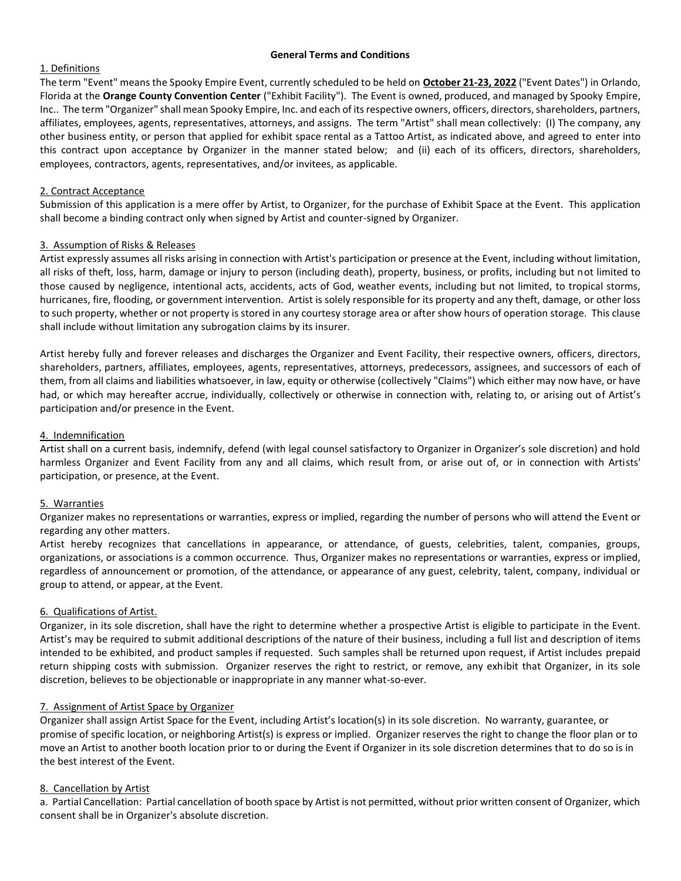**General Terms and Conditions**

1. Definitions

The term "Event" means the Spooky Empire Event, currently scheduled to be held on **October 21-23, 2022** ("Event Dates") in Orlando, Florida at the **Orange County Convention Center** ("Exhibit Facility"). The Event is owned, produced, and managed by Spooky Empire, Inc.. The term "Organizer" shall mean Spooky Empire, Inc. and each of its respective owners, officers, directors, shareholders, partners, affiliates, employees, agents, representatives, attorneys, and assigns. The term "Artist" shall mean collectively: (I) The company, any other business entity, or person that applied for exhibit space rental as a Tattoo Artist, as indicated above, and agreed to enter into this contract upon acceptance by Organizer in the manner stated below; and (ii) each of its officers, directors, shareholders, employees, contractors, agents, representatives, and/or invitees, as applicable.

2. Contract Acceptance

Submission of this application is a mere offer by Artist, to Organizer, for the purchase of Exhibit Space at the Event. This application shall become a binding contract only when signed by Artist and counter-signed by Organizer.

3. Assumption of Risks & Releases

Artist expressly assumes all risks arising in connection with Artist's participation or presence at the Event, including without limitation, all risks of theft, loss, harm, damage or injury to person (including death), property, business, or profits, including but not limited to those caused by negligence, intentional acts, accidents, acts of God, weather events, including but not limited, to tropical storms, hurricanes, fire, flooding, or government intervention. Artist is solely responsible for its property and any theft, damage, or other loss to such property, whether or not property is stored in any courtesy storage area or after show hours of operation storage. This clause shall include without limitation any subrogation claims by its insurer.

Artist hereby fully and forever releases and discharges the Organizer and Event Facility, their respective owners, officers, directors, shareholders, partners, affiliates, employees, agents, representatives, attorneys, predecessors, assignees, and successors of each of them, from all claims and liabilities whatsoever, in law, equity or otherwise (collectively "Claims") which either may now have, or have had, or which may hereafter accrue, individually, collectively or otherwise in connection with, relating to, or arising out of Artist's participation and/or presence in the Event.

4. Indemnification

Artist shall on a current basis, indemnify, defend (with legal counsel satisfactory to Organizer in Organizer's sole discretion) and hold harmless Organizer and Event Facility from any and all claims, which result from, or arise out of, or in connection with Artists' participation, or presence, at the Event.

5. Warranties

Organizer makes no representations or warranties, express or implied, regarding the number of persons who will attend the Event or regarding any other matters.

Artist hereby recognizes that cancellations in appearance, or attendance, of guests, celebrities, talent, companies, groups, organizations, or associations is a common occurrence. Thus, Organizer makes no representations or warranties, express or implied, regardless of announcement or promotion, of the attendance, or appearance of any guest, celebrity, talent, company, individual or group to attend, or appear, at the Event.

6. Qualifications of Artist.

Organizer, in its sole discretion, shall have the right to determine whether a prospective Artist is eligible to participate in the Event. Artist's may be required to submit additional descriptions of the nature of their business, including a full list and description of items intended to be exhibited, and product samples if requested. Such samples shall be returned upon request, if Artist includes prepaid return shipping costs with submission. Organizer reserves the right to restrict, or remove, any exhibit that Organizer, in its sole discretion, believes to be objectionable or inappropriate in any manner what-so-ever.

7. Assignment of Artist Space by Organizer

Organizer shall assign Artist Space for the Event, including Artist's location(s) in its sole discretion. No warranty, guarantee, or promise of specific location, or neighboring Artist(s) is express or implied. Organizer reserves the right to change the floor plan or to move an Artist to another booth location prior to or during the Event if Organizer in its sole discretion determines that to do so is in the best interest of the Event.

8. Cancellation by Artist

a. Partial Cancellation: Partial cancellation of booth space by Artist is not permitted, without prior written consent of Organizer, which consent shall be in Organizer's absolute discretion.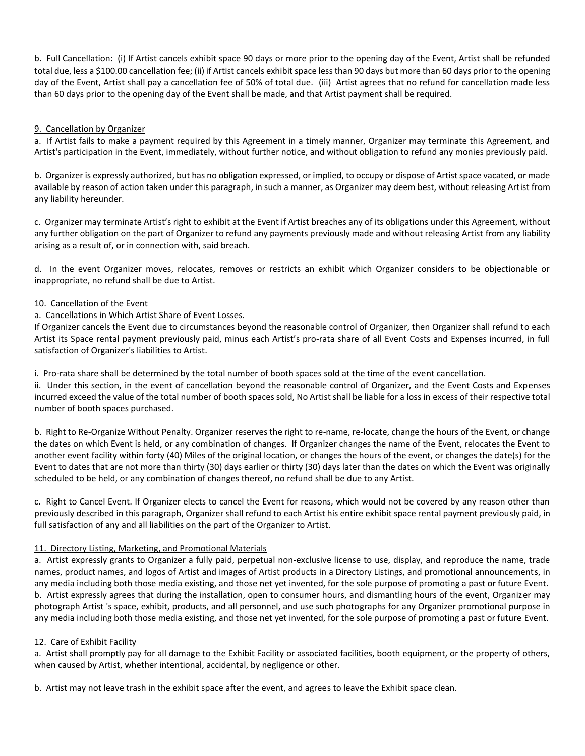b. Full Cancellation: (i) If Artist cancels exhibit space 90 days or more prior to the opening day of the Event, Artist shall be refunded total due, less a $100.00 cancellation fee; (ii) if Artist cancels exhibit space less than 90 days but more than 60 days prior to the opening day of the Event, Artist shall pay a cancellation fee of 50% of total due. (iii) Artist agrees that no refund for cancellation made less than 60 days prior to the opening day of the Event shall be made, and that Artist payment shall be required.

9. Cancellation by Organizer

a. If Artist fails to make a payment required by this Agreement in a timely manner, Organizer may terminate this Agreement, and Artist's participation in the Event, immediately, without further notice, and without obligation to refund any monies previously paid.

b. Organizer is expressly authorized, but has no obligation expressed, or implied, to occupy or dispose of Artist space vacated, or made available by reason of action taken under this paragraph, in such a manner, as Organizer may deem best, without releasing Artist from any liability hereunder.

c. Organizer may terminate Artist's right to exhibit at the Event if Artist breaches any of its obligations under this Agreement, without any further obligation on the part of Organizer to refund any payments previously made and without releasing Artist from any liability arising as a result of, or in connection with, said breach.

d. In the event Organizer moves, relocates, removes or restricts an exhibit which Organizer considers to be objectionable or inappropriate, no refund shall be due to Artist.

10. Cancellation of the Event

a. Cancellations in Which Artist Share of Event Losses.
If Organizer cancels the Event due to circumstances beyond the reasonable control of Organizer, then Organizer shall refund to each Artist its Space rental payment previously paid, minus each Artist's pro-rata share of all Event Costs and Expenses incurred, in full satisfaction of Organizer's liabilities to Artist.

i. Pro-rata share shall be determined by the total number of booth spaces sold at the time of the event cancellation.
ii. Under this section, in the event of cancellation beyond the reasonable control of Organizer, and the Event Costs and Expenses incurred exceed the value of the total number of booth spaces sold, No Artist shall be liable for a loss in excess of their respective total number of booth spaces purchased.

b. Right to Re-Organize Without Penalty. Organizer reserves the right to re-name, re-locate, change the hours of the Event, or change the dates on which Event is held, or any combination of changes. If Organizer changes the name of the Event, relocates the Event to another event facility within forty (40) Miles of the original location, or changes the hours of the event, or changes the date(s) for the Event to dates that are not more than thirty (30) days earlier or thirty (30) days later than the dates on which the Event was originally scheduled to be held, or any combination of changes thereof, no refund shall be due to any Artist.

c. Right to Cancel Event. If Organizer elects to cancel the Event for reasons, which would not be covered by any reason other than previously described in this paragraph, Organizer shall refund to each Artist his entire exhibit space rental payment previously paid, in full satisfaction of any and all liabilities on the part of the Organizer to Artist.

11. Directory Listing, Marketing, and Promotional Materials

a. Artist expressly grants to Organizer a fully paid, perpetual non-exclusive license to use, display, and reproduce the name, trade names, product names, and logos of Artist and images of Artist products in a Directory Listings, and promotional announcements, in any media including both those media existing, and those net yet invented, for the sole purpose of promoting a past or future Event.
b. Artist expressly agrees that during the installation, open to consumer hours, and dismantling hours of the event, Organizer may photograph Artist 's space, exhibit, products, and all personnel, and use such photographs for any Organizer promotional purpose in any media including both those media existing, and those net yet invented, for the sole purpose of promoting a past or future Event.

12. Care of Exhibit Facility

a. Artist shall promptly pay for all damage to the Exhibit Facility or associated facilities, booth equipment, or the property of others, when caused by Artist, whether intentional, accidental, by negligence or other.

b. Artist may not leave trash in the exhibit space after the event, and agrees to leave the Exhibit space clean.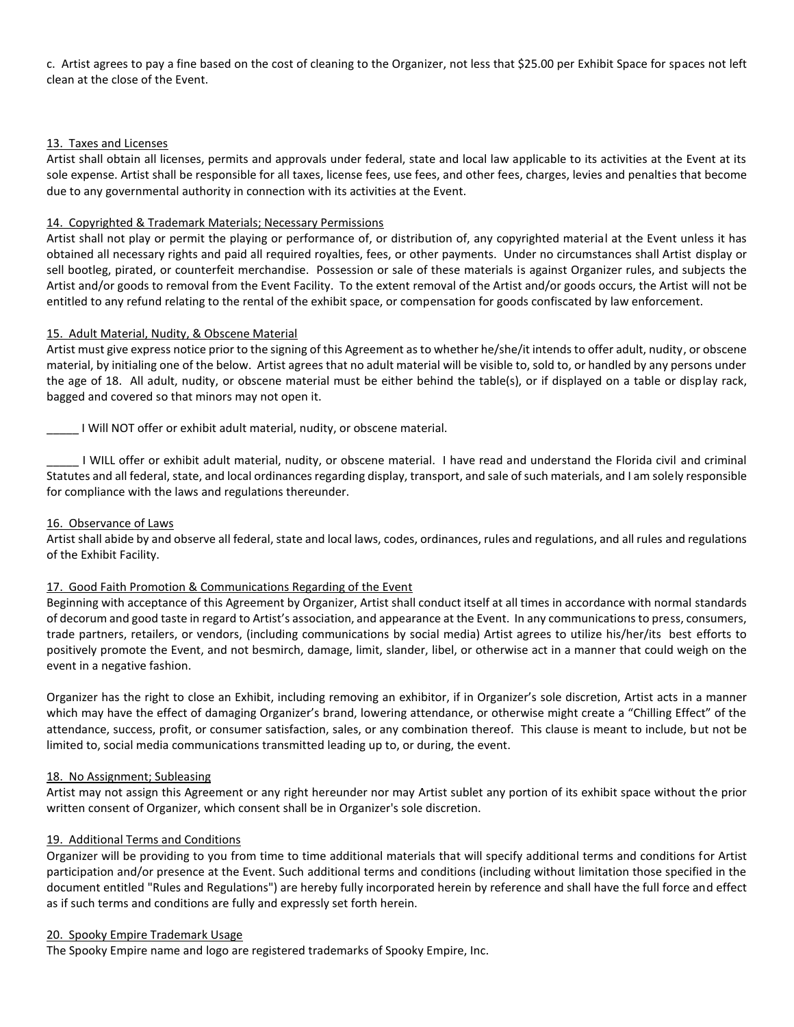c. Artist agrees to pay a fine based on the cost of cleaning to the Organizer, not less that $25.00 per Exhibit Space for spaces not left clean at the close of the Event.

## 13. Taxes and Licenses

Artist shall obtain all licenses, permits and approvals under federal, state and local law applicable to its activities at the Event at its sole expense. Artist shall be responsible for all taxes, license fees, use fees, and other fees, charges, levies and penalties that become due to any governmental authority in connection with its activities at the Event.

## 14. Copyrighted & Trademark Materials; Necessary Permissions

Artist shall not play or permit the playing or performance of, or distribution of, any copyrighted material at the Event unless it has obtained all necessary rights and paid all required royalties, fees, or other payments. Under no circumstances shall Artist display or sell bootleg, pirated, or counterfeit merchandise. Possession or sale of these materials is against Organizer rules, and subjects the Artist and/or goods to removal from the Event Facility. To the extent removal of the Artist and/or goods occurs, the Artist will not be entitled to any refund relating to the rental of the exhibit space, or compensation for goods confiscated by law enforcement.

## 15. Adult Material, Nudity, & Obscene Material

Artist must give express notice prior to the signing of this Agreement as to whether he/she/it intends to offer adult, nudity, or obscene material, by initialing one of the below. Artist agrees that no adult material will be visible to, sold to, or handled by any persons under the age of 18. All adult, nudity, or obscene material must be either behind the table(s), or if displayed on a table or display rack, bagged and covered so that minors may not open it.

_____ I Will NOT offer or exhibit adult material, nudity, or obscene material.

_____ I WILL offer or exhibit adult material, nudity, or obscene material. I have read and understand the Florida civil and criminal Statutes and all federal, state, and local ordinances regarding display, transport, and sale of such materials, and I am solely responsible for compliance with the laws and regulations thereunder.

## 16. Observance of Laws

Artist shall abide by and observe all federal, state and local laws, codes, ordinances, rules and regulations, and all rules and regulations of the Exhibit Facility.

## 17. Good Faith Promotion & Communications Regarding of the Event

Beginning with acceptance of this Agreement by Organizer, Artist shall conduct itself at all times in accordance with normal standards of decorum and good taste in regard to Artist's association, and appearance at the Event. In any communications to press, consumers, trade partners, retailers, or vendors, (including communications by social media) Artist agrees to utilize his/her/its best efforts to positively promote the Event, and not besmirch, damage, limit, slander, libel, or otherwise act in a manner that could weigh on the event in a negative fashion.

Organizer has the right to close an Exhibit, including removing an exhibitor, if in Organizer's sole discretion, Artist acts in a manner which may have the effect of damaging Organizer's brand, lowering attendance, or otherwise might create a "Chilling Effect" of the attendance, success, profit, or consumer satisfaction, sales, or any combination thereof. This clause is meant to include, but not be limited to, social media communications transmitted leading up to, or during, the event.

## 18. No Assignment; Subleasing

Artist may not assign this Agreement or any right hereunder nor may Artist sublet any portion of its exhibit space without the prior written consent of Organizer, which consent shall be in Organizer's sole discretion.

## 19. Additional Terms and Conditions

Organizer will be providing to you from time to time additional materials that will specify additional terms and conditions for Artist participation and/or presence at the Event. Such additional terms and conditions (including without limitation those specified in the document entitled "Rules and Regulations") are hereby fully incorporated herein by reference and shall have the full force and effect as if such terms and conditions are fully and expressly set forth herein.

## 20. Spooky Empire Trademark Usage

The Spooky Empire name and logo are registered trademarks of Spooky Empire, Inc.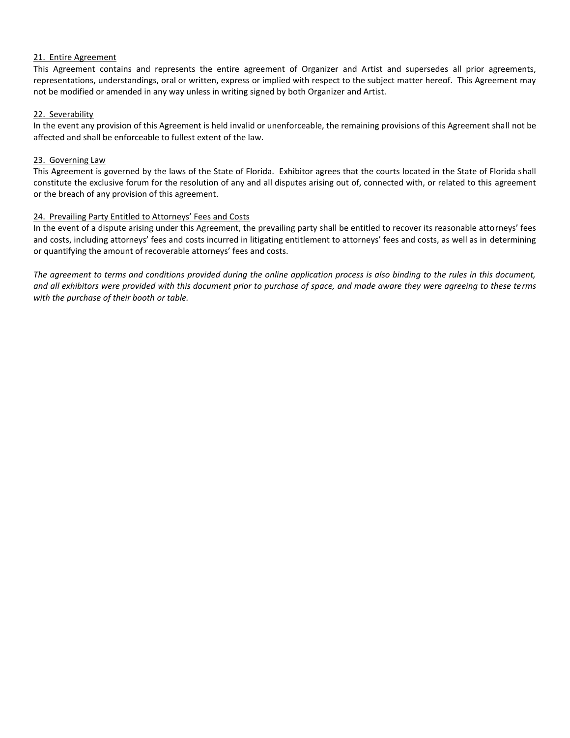<u>21. Entire Agreement</u>

This Agreement contains and represents the entire agreement of Organizer and Artist and supersedes all prior agreements, representations, understandings, oral or written, express or implied with respect to the subject matter hereof. This Agreement may not be modified or amended in any way unless in writing signed by both Organizer and Artist.

<u>22. Severability</u>

In the event any provision of this Agreement is held invalid or unenforceable, the remaining provisions of this Agreement shall not be affected and shall be enforceable to fullest extent of the law.

<u>23. Governing Law</u>

This Agreement is governed by the laws of the State of Florida. Exhibitor agrees that the courts located in the State of Florida shall constitute the exclusive forum for the resolution of any and all disputes arising out of, connected with, or related to this agreement or the breach of any provision of this agreement.

<u>24. Prevailing Party Entitled to Attorneys' Fees and Costs</u>

In the event of a dispute arising under this Agreement, the prevailing party shall be entitled to recover its reasonable attorneys' fees and costs, including attorneys' fees and costs incurred in litigating entitlement to attorneys' fees and costs, as well as in determining or quantifying the amount of recoverable attorneys' fees and costs.

*The agreement to terms and conditions provided during the online application process is also binding to the rules in this document, and all exhibitors were provided with this document prior to purchase of space, and made aware they were agreeing to these terms with the purchase of their booth or table.*